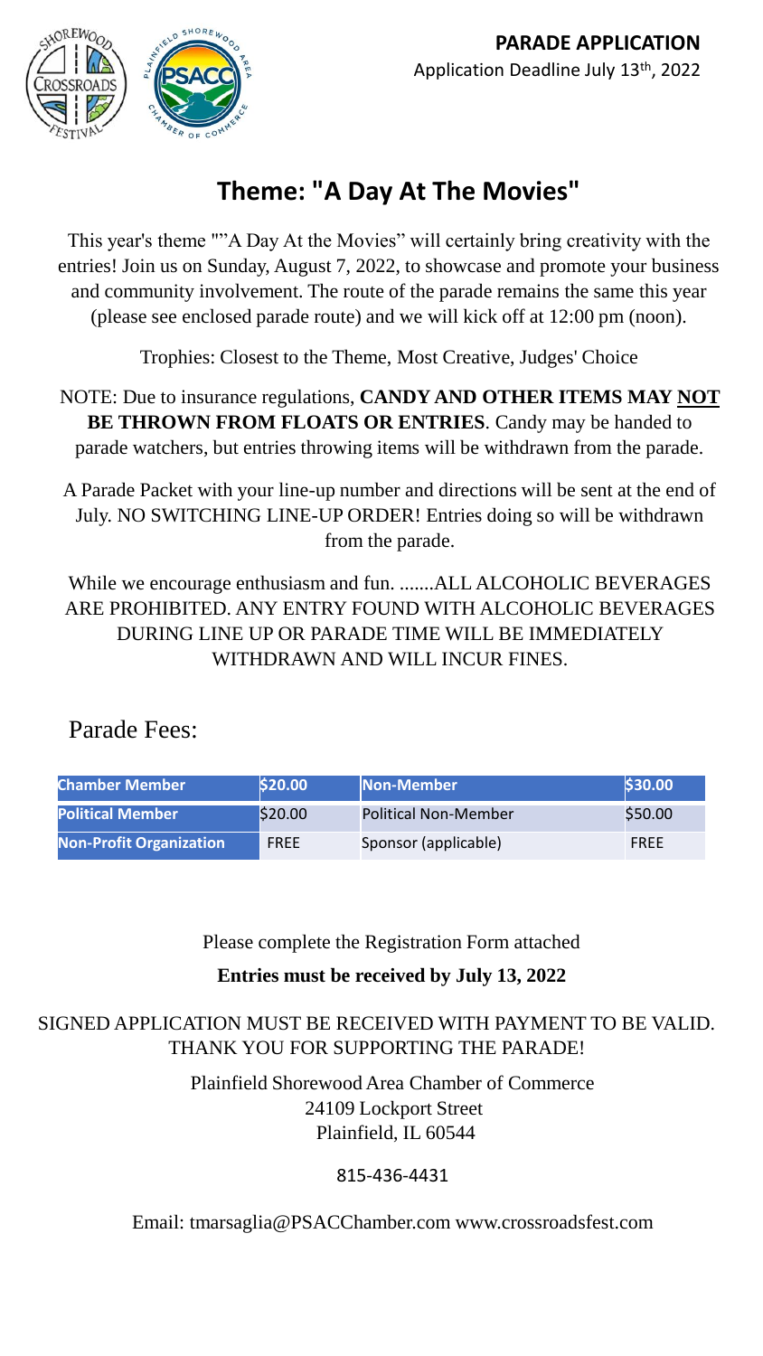**PARADE APPLICATION**

Application Deadline July 13th, 2022

# Theme: "A Day At The Movies"

This year's theme ""A Day At the Movies" will certainly bring creativity with the entries! Join us on Sunday, August 7, 2022, to showcase and promote your business and community involvement. The route of the parade remains the same this year (please see enclosed parade route) and we will kick off at 12:00 pm (noon).

Trophies: Closest to the Theme, Most Creative, Judges' Choice

NOTE: Due to insurance regulations, **CANDY AND OTHER ITEMS MAY NOT BE THROWN FROM FLOATS OR ENTRIES**. Candy may be handed to parade watchers, but entries throwing items will be withdrawn from the parade.

A Parade Packet with your line-up number and directions will be sent at the end of July. NO SWITCHING LINE-UP ORDER! Entries doing so will be withdrawn from the parade.

While we encourage enthusiasm and fun. .......ALL ALCOHOLIC BEVERAGES ARE PROHIBITED. ANY ENTRY FOUND WITH ALCOHOLIC BEVERAGES DURING LINE UP OR PARADE TIME WILL BE IMMEDIATELY WITHDRAWN AND WILL INCUR FINES.

## Parade Fees:

| Chamber Member | $20.00 | Non-Member | $30.00 |
|---|---|---|---|
| Political Member | $20.00 | Political Non-Member | $50.00 |
| Non-Profit Organization | FREE | Sponsor (applicable) | FREE |

Please complete the Registration Form attached

**Entries must be received by July 13, 2022**

SIGNED APPLICATION MUST BE RECEIVED WITH PAYMENT TO BE VALID. THANK YOU FOR SUPPORTING THE PARADE!

Plainfield Shorewood Area Chamber of Commerce
24109 Lockport Street
Plainfield, IL 60544

815-436-4431

Email: tmarsaglia@PSACChamber.com www.crossroadsfest.com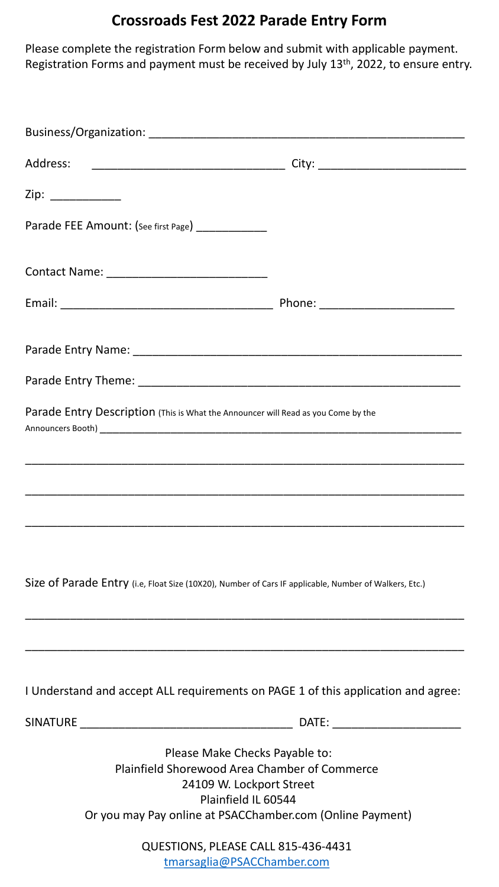# Crossroads Fest 2022 Parade Entry Form

Please complete the registration Form below and submit with applicable payment. Registration Forms and payment must be received by July 13th, 2022, to ensure entry.

Business/Organization: ____________________________________________________

Address: ______________________________ City: _______________________

Zip: ___________

Parade FEE Amount: (See first Page) ___________

Contact Name: _________________________

Email: _________________________________ Phone: ____________________

Parade Entry Name: ___________________________________________________

Parade Entry Theme: __________________________________________________

Parade Entry Description (This is What the Announcer will Read as you Come by the Announcers Booth) ______________________________________________________

______________________________________________________________________

______________________________________________________________________

______________________________________________________________________

Size of Parade Entry (i.e, Float Size (10X20), Number of Cars IF applicable, Number of Walkers, Etc.)

______________________________________________________________________

______________________________________________________________________

I Understand and accept ALL requirements on PAGE 1 of this application and agree:

SINATURE _________________________________ DATE: ___________________

Please Make Checks Payable to:
Plainfield Shorewood Area Chamber of Commerce
24109 W. Lockport Street
Plainfield IL 60544
Or you may Pay online at PSACChamber.com (Online Payment)

QUESTIONS, PLEASE CALL 815-436-4431
tmarsaglia@PSACChamber.com